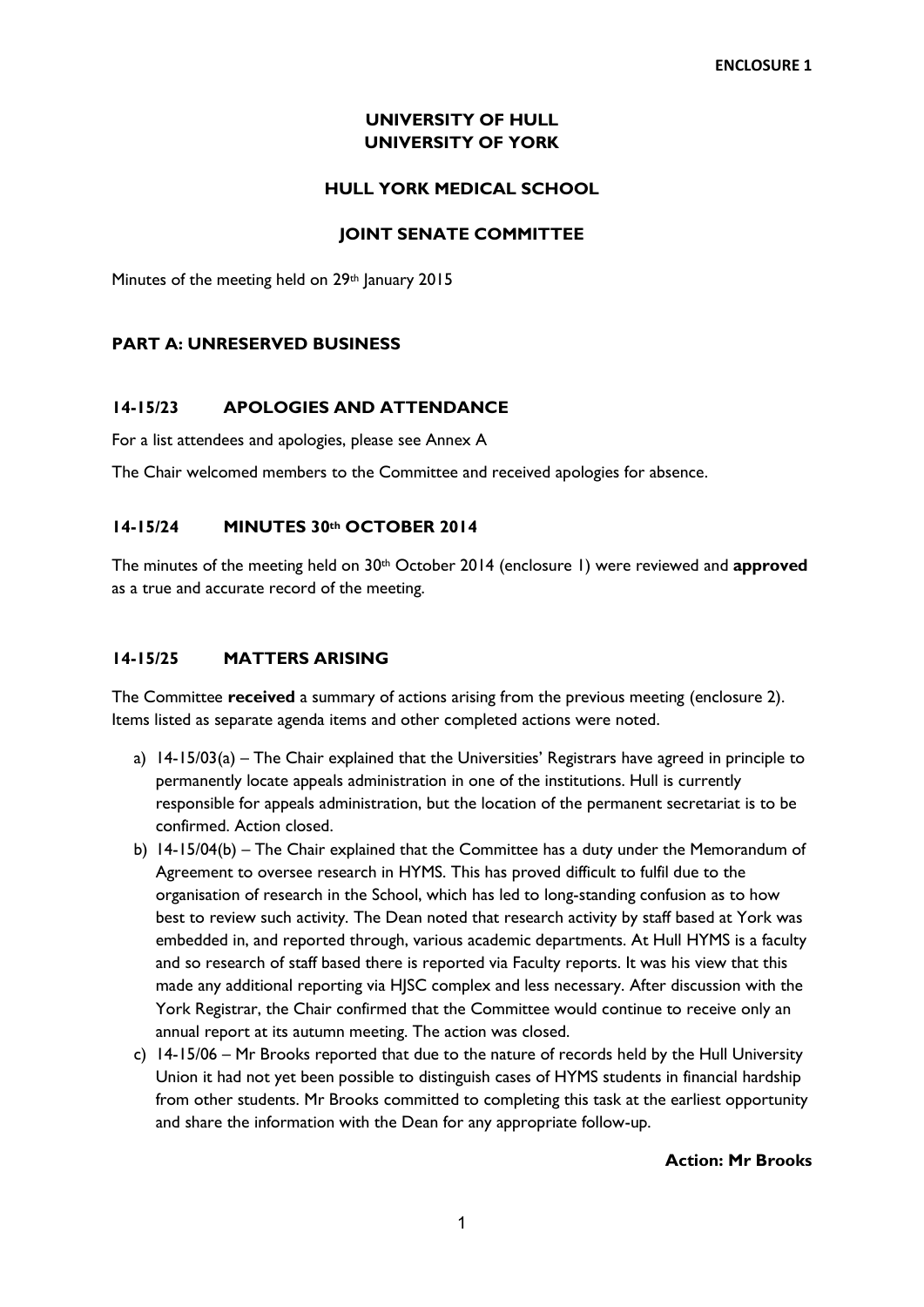ENCLOSURE 1

# UNIVERSITY OF HULL
# UNIVERSITY OF YORK

## HULL YORK MEDICAL SCHOOL

## JOINT SENATE COMMITTEE

Minutes of the meeting held on 29th January 2015

### PART A: UNRESERVED BUSINESS

### 14-15/23 APOLOGIES AND ATTENDANCE

For a list attendees and apologies, please see Annex A

The Chair welcomed members to the Committee and received apologies for absence.

### 14-15/24 MINUTES 30th OCTOBER 2014

The minutes of the meeting held on 30th October 2014 (enclosure 1) were reviewed and **approved** as a true and accurate record of the meeting.

### 14-15/25 MATTERS ARISING

The Committee **received** a summary of actions arising from the previous meeting (enclosure 2). Items listed as separate agenda items and other completed actions were noted.

a) 14-15/03(a) – The Chair explained that the Universities' Registrars have agreed in principle to permanently locate appeals administration in one of the institutions. Hull is currently responsible for appeals administration, but the location of the permanent secretariat is to be confirmed. Action closed.

b) 14-15/04(b) – The Chair explained that the Committee has a duty under the Memorandum of Agreement to oversee research in HYMS. This has proved difficult to fulfil due to the organisation of research in the School, which has led to long-standing confusion as to how best to review such activity. The Dean noted that research activity by staff based at York was embedded in, and reported through, various academic departments. At Hull HYMS is a faculty and so research of staff based there is reported via Faculty reports. It was his view that this made any additional reporting via HJSC complex and less necessary. After discussion with the York Registrar, the Chair confirmed that the Committee would continue to receive only an annual report at its autumn meeting. The action was closed.

c) 14-15/06 – Mr Brooks reported that due to the nature of records held by the Hull University Union it had not yet been possible to distinguish cases of HYMS students in financial hardship from other students. Mr Brooks committed to completing this task at the earliest opportunity and share the information with the Dean for any appropriate follow-up.

**Action: Mr Brooks**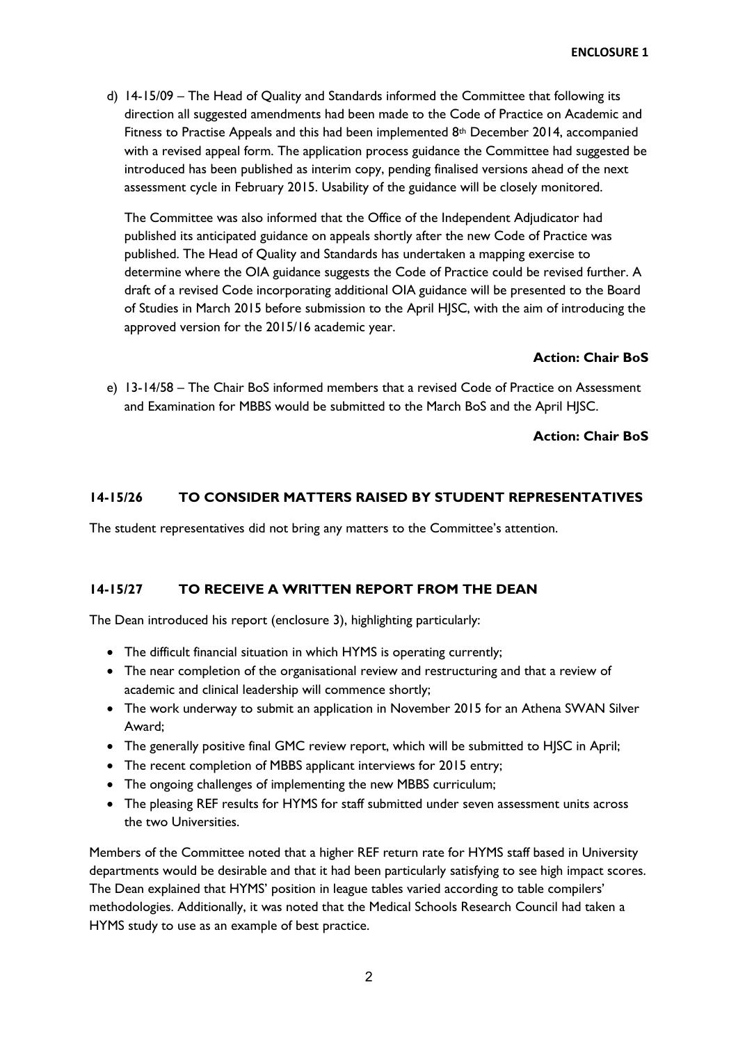d) 14-15/09 – The Head of Quality and Standards informed the Committee that following its direction all suggested amendments had been made to the Code of Practice on Academic and Fitness to Practise Appeals and this had been implemented 8th December 2014, accompanied with a revised appeal form. The application process guidance the Committee had suggested be introduced has been published as interim copy, pending finalised versions ahead of the next assessment cycle in February 2015. Usability of the guidance will be closely monitored.

   The Committee was also informed that the Office of the Independent Adjudicator had published its anticipated guidance on appeals shortly after the new Code of Practice was published. The Head of Quality and Standards has undertaken a mapping exercise to determine where the OIA guidance suggests the Code of Practice could be revised further. A draft of a revised Code incorporating additional OIA guidance will be presented to the Board of Studies in March 2015 before submission to the April HJSC, with the aim of introducing the approved version for the 2015/16 academic year.

   **Action: Chair BoS**

e) 13-14/58 – The Chair BoS informed members that a revised Code of Practice on Assessment and Examination for MBBS would be submitted to the March BoS and the April HJSC.

   **Action: Chair BoS**

## 14-15/26 TO CONSIDER MATTERS RAISED BY STUDENT REPRESENTATIVES

The student representatives did not bring any matters to the Committee's attention.

## 14-15/27 TO RECEIVE A WRITTEN REPORT FROM THE DEAN

The Dean introduced his report (enclosure 3), highlighting particularly:

- The difficult financial situation in which HYMS is operating currently;
- The near completion of the organisational review and restructuring and that a review of academic and clinical leadership will commence shortly;
- The work underway to submit an application in November 2015 for an Athena SWAN Silver Award;
- The generally positive final GMC review report, which will be submitted to HJSC in April;
- The recent completion of MBBS applicant interviews for 2015 entry;
- The ongoing challenges of implementing the new MBBS curriculum;
- The pleasing REF results for HYMS for staff submitted under seven assessment units across the two Universities.

Members of the Committee noted that a higher REF return rate for HYMS staff based in University departments would be desirable and that it had been particularly satisfying to see high impact scores. The Dean explained that HYMS' position in league tables varied according to table compilers' methodologies. Additionally, it was noted that the Medical Schools Research Council had taken a HYMS study to use as an example of best practice.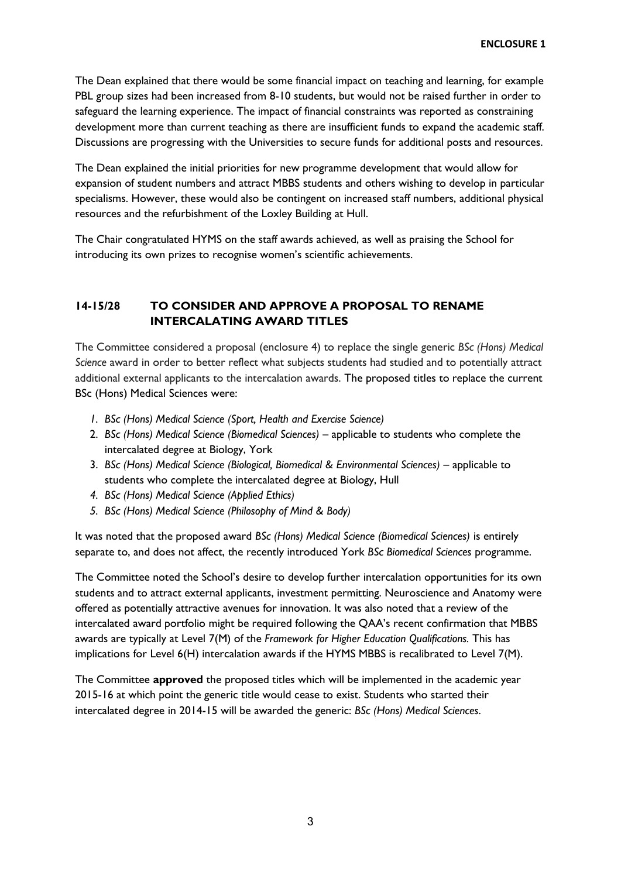The Dean explained that there would be some financial impact on teaching and learning, for example PBL group sizes had been increased from 8-10 students, but would not be raised further in order to safeguard the learning experience. The impact of financial constraints was reported as constraining development more than current teaching as there are insufficient funds to expand the academic staff. Discussions are progressing with the Universities to secure funds for additional posts and resources.

The Dean explained the initial priorities for new programme development that would allow for expansion of student numbers and attract MBBS students and others wishing to develop in particular specialisms. However, these would also be contingent on increased staff numbers, additional physical resources and the refurbishment of the Loxley Building at Hull.

The Chair congratulated HYMS on the staff awards achieved, as well as praising the School for introducing its own prizes to recognise women's scientific achievements.

## 14-15/28 TO CONSIDER AND APPROVE A PROPOSAL TO RENAME INTERCALATING AWARD TITLES

The Committee considered a proposal (enclosure 4) to replace the single generic *BSc (Hons) Medical Science* award in order to better reflect what subjects students had studied and to potentially attract additional external applicants to the intercalation awards. The proposed titles to replace the current BSc (Hons) Medical Sciences were:

1. *BSc (Hons) Medical Science (Sport, Health and Exercise Science)*
2. *BSc (Hons) Medical Science (Biomedical Sciences)* – applicable to students who complete the intercalated degree at Biology, York
3. *BSc (Hons) Medical Science (Biological, Biomedical & Environmental Sciences)* – applicable to students who complete the intercalated degree at Biology, Hull
4. *BSc (Hons) Medical Science (Applied Ethics)*
5. *BSc (Hons) Medical Science (Philosophy of Mind & Body)*

It was noted that the proposed award *BSc (Hons) Medical Science (Biomedical Sciences)* is entirely separate to, and does not affect, the recently introduced York *BSc Biomedical Sciences* programme.

The Committee noted the School's desire to develop further intercalation opportunities for its own students and to attract external applicants, investment permitting. Neuroscience and Anatomy were offered as potentially attractive avenues for innovation. It was also noted that a review of the intercalated award portfolio might be required following the QAA's recent confirmation that MBBS awards are typically at Level 7(M) of the *Framework for Higher Education Qualifications.* This has implications for Level 6(H) intercalation awards if the HYMS MBBS is recalibrated to Level 7(M).

The Committee **approved** the proposed titles which will be implemented in the academic year 2015-16 at which point the generic title would cease to exist. Students who started their intercalated degree in 2014-15 will be awarded the generic: *BSc (Hons) Medical Sciences*.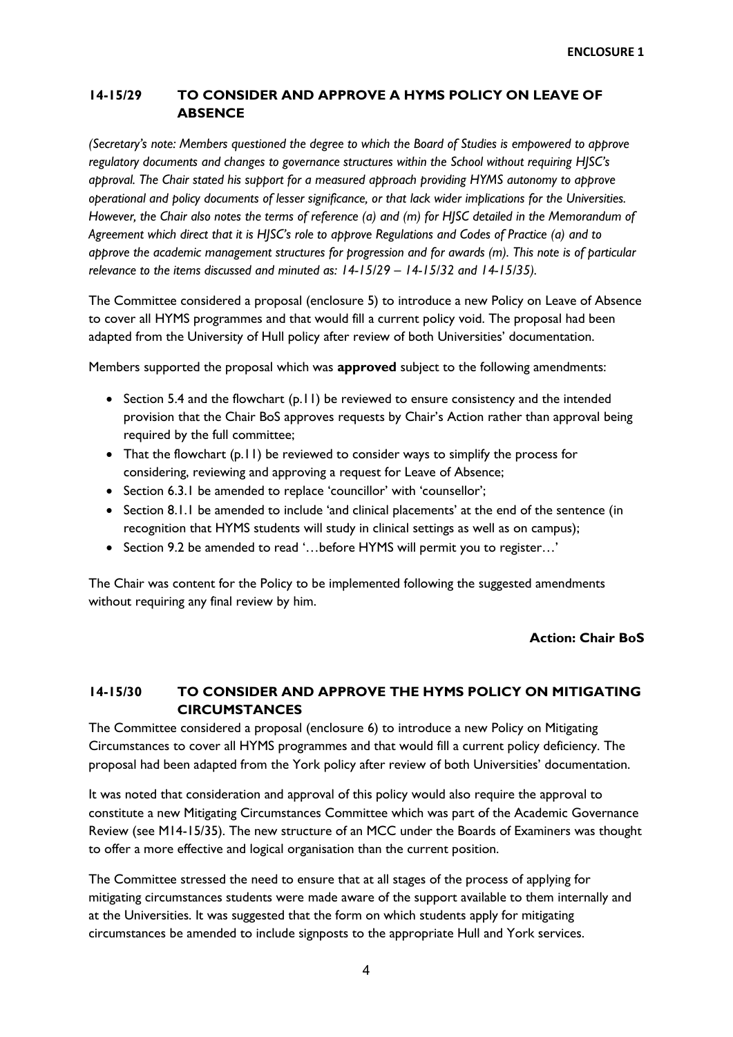**ENCLOSURE 1**

## 14-15/29 TO CONSIDER AND APPROVE A HYMS POLICY ON LEAVE OF ABSENCE

*(Secretary's note: Members questioned the degree to which the Board of Studies is empowered to approve regulatory documents and changes to governance structures within the School without requiring HJSC's approval. The Chair stated his support for a measured approach providing HYMS autonomy to approve operational and policy documents of lesser significance, or that lack wider implications for the Universities. However, the Chair also notes the terms of reference (a) and (m) for HJSC detailed in the Memorandum of Agreement which direct that it is HJSC's role to approve Regulations and Codes of Practice (a) and to approve the academic management structures for progression and for awards (m). This note is of particular relevance to the items discussed and minuted as: 14-15/29 – 14-15/32 and 14-15/35).*

The Committee considered a proposal (enclosure 5) to introduce a new Policy on Leave of Absence to cover all HYMS programmes and that would fill a current policy void. The proposal had been adapted from the University of Hull policy after review of both Universities' documentation.

Members supported the proposal which was **approved** subject to the following amendments:

- Section 5.4 and the flowchart (p.11) be reviewed to ensure consistency and the intended provision that the Chair BoS approves requests by Chair's Action rather than approval being required by the full committee;
- That the flowchart (p.11) be reviewed to consider ways to simplify the process for considering, reviewing and approving a request for Leave of Absence;
- Section 6.3.1 be amended to replace 'councillor' with 'counsellor';
- Section 8.1.1 be amended to include 'and clinical placements' at the end of the sentence (in recognition that HYMS students will study in clinical settings as well as on campus);
- Section 9.2 be amended to read '…before HYMS will permit you to register…'

The Chair was content for the Policy to be implemented following the suggested amendments without requiring any final review by him.

**Action: Chair BoS**

## 14-15/30 TO CONSIDER AND APPROVE THE HYMS POLICY ON MITIGATING CIRCUMSTANCES

The Committee considered a proposal (enclosure 6) to introduce a new Policy on Mitigating Circumstances to cover all HYMS programmes and that would fill a current policy deficiency. The proposal had been adapted from the York policy after review of both Universities' documentation.

It was noted that consideration and approval of this policy would also require the approval to constitute a new Mitigating Circumstances Committee which was part of the Academic Governance Review (see M14-15/35). The new structure of an MCC under the Boards of Examiners was thought to offer a more effective and logical organisation than the current position.

The Committee stressed the need to ensure that at all stages of the process of applying for mitigating circumstances students were made aware of the support available to them internally and at the Universities. It was suggested that the form on which students apply for mitigating circumstances be amended to include signposts to the appropriate Hull and York services.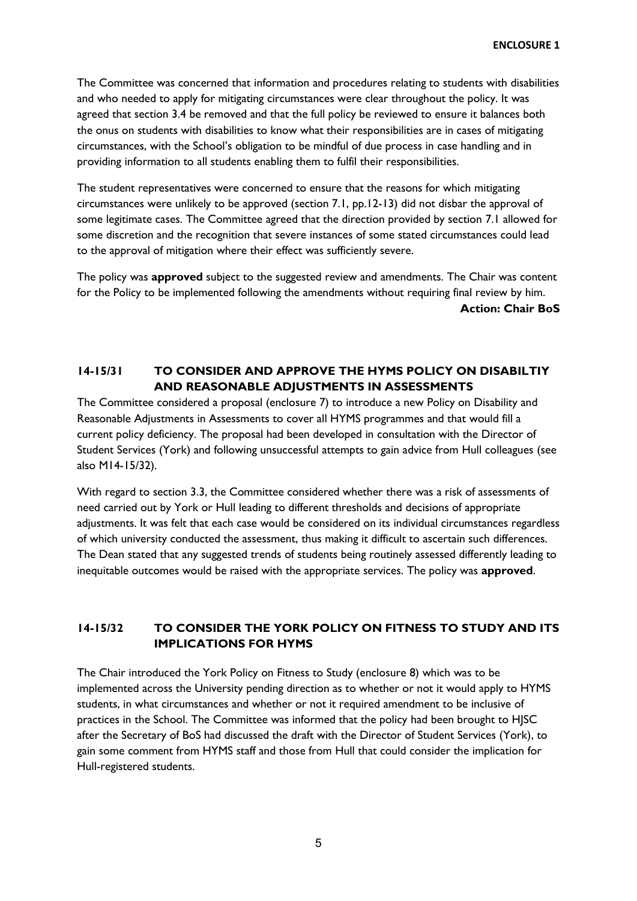The Committee was concerned that information and procedures relating to students with disabilities and who needed to apply for mitigating circumstances were clear throughout the policy. It was agreed that section 3.4 be removed and that the full policy be reviewed to ensure it balances both the onus on students with disabilities to know what their responsibilities are in cases of mitigating circumstances, with the School's obligation to be mindful of due process in case handling and in providing information to all students enabling them to fulfil their responsibilities.

The student representatives were concerned to ensure that the reasons for which mitigating circumstances were unlikely to be approved (section 7.1, pp.12-13) did not disbar the approval of some legitimate cases. The Committee agreed that the direction provided by section 7.1 allowed for some discretion and the recognition that severe instances of some stated circumstances could lead to the approval of mitigation where their effect was sufficiently severe.

The policy was **approved** subject to the suggested review and amendments. The Chair was content for the Policy to be implemented following the amendments without requiring final review by him.

**Action: Chair BoS**

## 14-15/31 TO CONSIDER AND APPROVE THE HYMS POLICY ON DISABILTIY AND REASONABLE ADJUSTMENTS IN ASSESSMENTS

The Committee considered a proposal (enclosure 7) to introduce a new Policy on Disability and Reasonable Adjustments in Assessments to cover all HYMS programmes and that would fill a current policy deficiency. The proposal had been developed in consultation with the Director of Student Services (York) and following unsuccessful attempts to gain advice from Hull colleagues (see also M14-15/32).

With regard to section 3.3, the Committee considered whether there was a risk of assessments of need carried out by York or Hull leading to different thresholds and decisions of appropriate adjustments. It was felt that each case would be considered on its individual circumstances regardless of which university conducted the assessment, thus making it difficult to ascertain such differences. The Dean stated that any suggested trends of students being routinely assessed differently leading to inequitable outcomes would be raised with the appropriate services. The policy was **approved**.

## 14-15/32 TO CONSIDER THE YORK POLICY ON FITNESS TO STUDY AND ITS IMPLICATIONS FOR HYMS

The Chair introduced the York Policy on Fitness to Study (enclosure 8) which was to be implemented across the University pending direction as to whether or not it would apply to HYMS students, in what circumstances and whether or not it required amendment to be inclusive of practices in the School. The Committee was informed that the policy had been brought to HJSC after the Secretary of BoS had discussed the draft with the Director of Student Services (York), to gain some comment from HYMS staff and those from Hull that could consider the implication for Hull-registered students.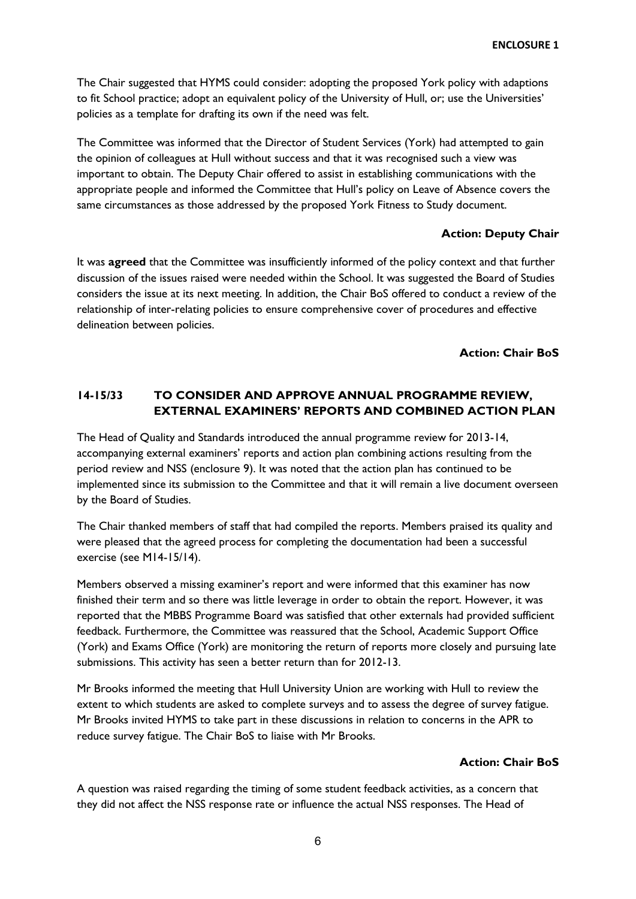The Chair suggested that HYMS could consider: adopting the proposed York policy with adaptions to fit School practice; adopt an equivalent policy of the University of Hull, or; use the Universities' policies as a template for drafting its own if the need was felt.

The Committee was informed that the Director of Student Services (York) had attempted to gain the opinion of colleagues at Hull without success and that it was recognised such a view was important to obtain. The Deputy Chair offered to assist in establishing communications with the appropriate people and informed the Committee that Hull's policy on Leave of Absence covers the same circumstances as those addressed by the proposed York Fitness to Study document.

**Action: Deputy Chair**

It was **agreed** that the Committee was insufficiently informed of the policy context and that further discussion of the issues raised were needed within the School. It was suggested the Board of Studies considers the issue at its next meeting. In addition, the Chair BoS offered to conduct a review of the relationship of inter-relating policies to ensure comprehensive cover of procedures and effective delineation between policies.

**Action: Chair BoS**

## 14-15/33 TO CONSIDER AND APPROVE ANNUAL PROGRAMME REVIEW, EXTERNAL EXAMINERS' REPORTS AND COMBINED ACTION PLAN

The Head of Quality and Standards introduced the annual programme review for 2013-14, accompanying external examiners' reports and action plan combining actions resulting from the period review and NSS (enclosure 9). It was noted that the action plan has continued to be implemented since its submission to the Committee and that it will remain a live document overseen by the Board of Studies.

The Chair thanked members of staff that had compiled the reports. Members praised its quality and were pleased that the agreed process for completing the documentation had been a successful exercise (see M14-15/14).

Members observed a missing examiner's report and were informed that this examiner has now finished their term and so there was little leverage in order to obtain the report. However, it was reported that the MBBS Programme Board was satisfied that other externals had provided sufficient feedback. Furthermore, the Committee was reassured that the School, Academic Support Office (York) and Exams Office (York) are monitoring the return of reports more closely and pursuing late submissions. This activity has seen a better return than for 2012-13.

Mr Brooks informed the meeting that Hull University Union are working with Hull to review the extent to which students are asked to complete surveys and to assess the degree of survey fatigue. Mr Brooks invited HYMS to take part in these discussions in relation to concerns in the APR to reduce survey fatigue. The Chair BoS to liaise with Mr Brooks.

**Action: Chair BoS**

A question was raised regarding the timing of some student feedback activities, as a concern that they did not affect the NSS response rate or influence the actual NSS responses. The Head of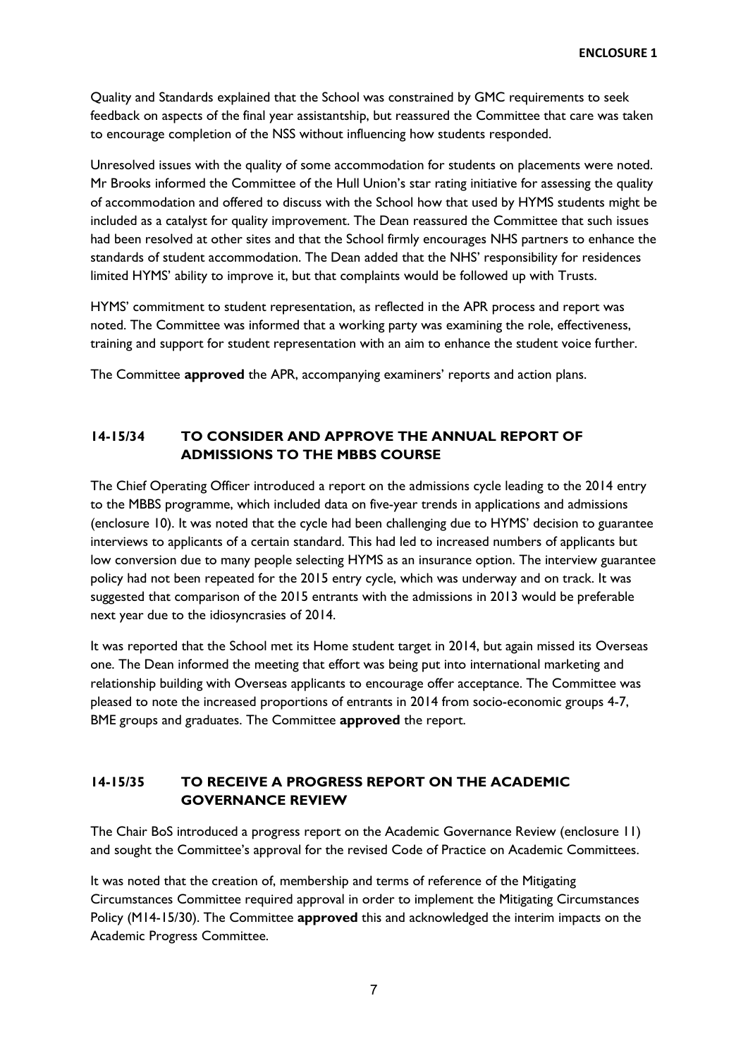Quality and Standards explained that the School was constrained by GMC requirements to seek feedback on aspects of the final year assistantship, but reassured the Committee that care was taken to encourage completion of the NSS without influencing how students responded.

Unresolved issues with the quality of some accommodation for students on placements were noted. Mr Brooks informed the Committee of the Hull Union's star rating initiative for assessing the quality of accommodation and offered to discuss with the School how that used by HYMS students might be included as a catalyst for quality improvement. The Dean reassured the Committee that such issues had been resolved at other sites and that the School firmly encourages NHS partners to enhance the standards of student accommodation. The Dean added that the NHS' responsibility for residences limited HYMS' ability to improve it, but that complaints would be followed up with Trusts.

HYMS' commitment to student representation, as reflected in the APR process and report was noted. The Committee was informed that a working party was examining the role, effectiveness, training and support for student representation with an aim to enhance the student voice further.

The Committee **approved** the APR, accompanying examiners' reports and action plans.

## 14-15/34 TO CONSIDER AND APPROVE THE ANNUAL REPORT OF ADMISSIONS TO THE MBBS COURSE

The Chief Operating Officer introduced a report on the admissions cycle leading to the 2014 entry to the MBBS programme, which included data on five-year trends in applications and admissions (enclosure 10). It was noted that the cycle had been challenging due to HYMS' decision to guarantee interviews to applicants of a certain standard. This had led to increased numbers of applicants but low conversion due to many people selecting HYMS as an insurance option. The interview guarantee policy had not been repeated for the 2015 entry cycle, which was underway and on track. It was suggested that comparison of the 2015 entrants with the admissions in 2013 would be preferable next year due to the idiosyncrasies of 2014.

It was reported that the School met its Home student target in 2014, but again missed its Overseas one. The Dean informed the meeting that effort was being put into international marketing and relationship building with Overseas applicants to encourage offer acceptance. The Committee was pleased to note the increased proportions of entrants in 2014 from socio-economic groups 4-7, BME groups and graduates. The Committee **approved** the report.

## 14-15/35 TO RECEIVE A PROGRESS REPORT ON THE ACADEMIC GOVERNANCE REVIEW

The Chair BoS introduced a progress report on the Academic Governance Review (enclosure 11) and sought the Committee's approval for the revised Code of Practice on Academic Committees.

It was noted that the creation of, membership and terms of reference of the Mitigating Circumstances Committee required approval in order to implement the Mitigating Circumstances Policy (M14-15/30). The Committee **approved** this and acknowledged the interim impacts on the Academic Progress Committee.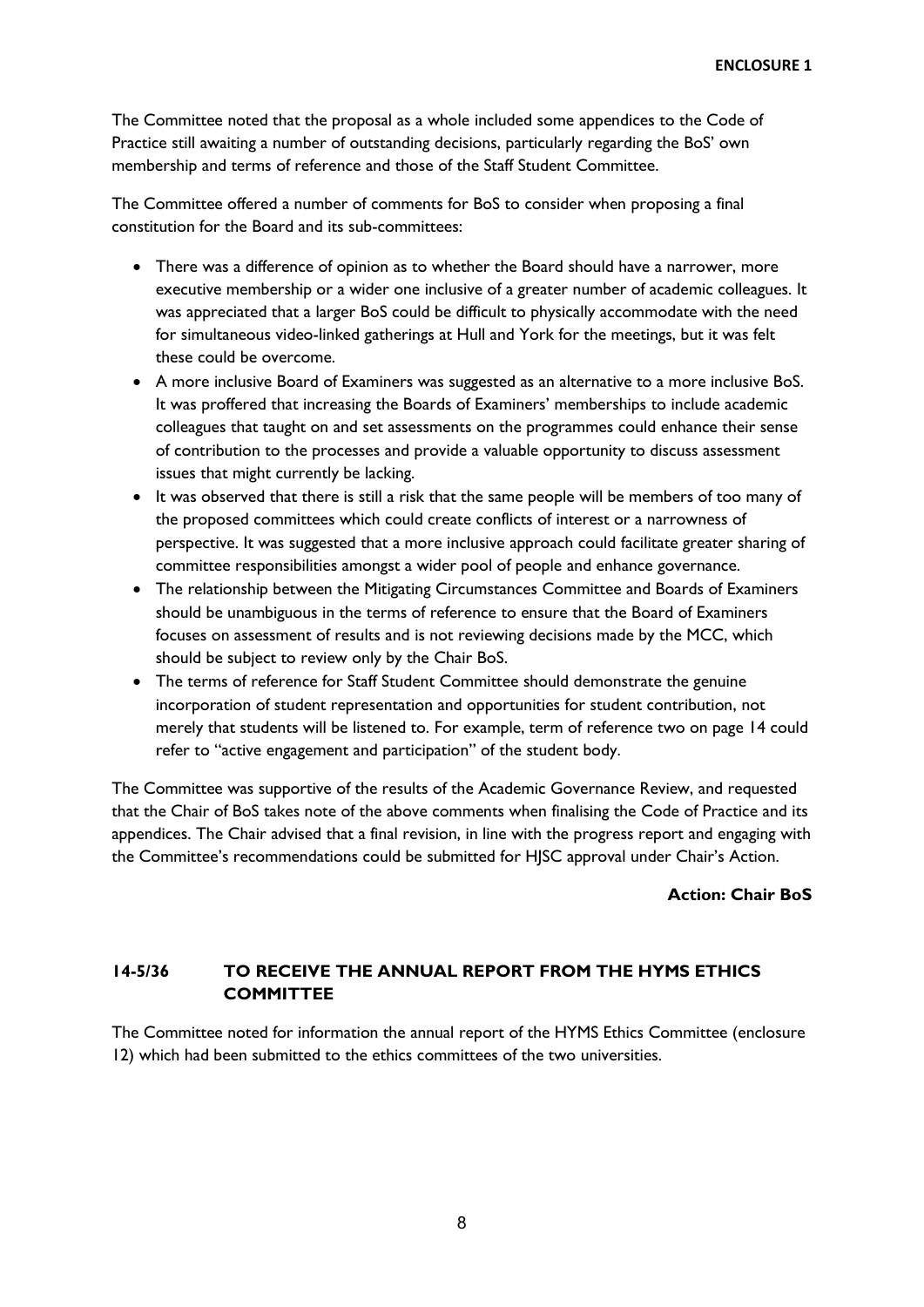The Committee noted that the proposal as a whole included some appendices to the Code of Practice still awaiting a number of outstanding decisions, particularly regarding the BoS' own membership and terms of reference and those of the Staff Student Committee.

The Committee offered a number of comments for BoS to consider when proposing a final constitution for the Board and its sub-committees:

- There was a difference of opinion as to whether the Board should have a narrower, more executive membership or a wider one inclusive of a greater number of academic colleagues. It was appreciated that a larger BoS could be difficult to physically accommodate with the need for simultaneous video-linked gatherings at Hull and York for the meetings, but it was felt these could be overcome.
- A more inclusive Board of Examiners was suggested as an alternative to a more inclusive BoS. It was proffered that increasing the Boards of Examiners' memberships to include academic colleagues that taught on and set assessments on the programmes could enhance their sense of contribution to the processes and provide a valuable opportunity to discuss assessment issues that might currently be lacking.
- It was observed that there is still a risk that the same people will be members of too many of the proposed committees which could create conflicts of interest or a narrowness of perspective. It was suggested that a more inclusive approach could facilitate greater sharing of committee responsibilities amongst a wider pool of people and enhance governance.
- The relationship between the Mitigating Circumstances Committee and Boards of Examiners should be unambiguous in the terms of reference to ensure that the Board of Examiners focuses on assessment of results and is not reviewing decisions made by the MCC, which should be subject to review only by the Chair BoS.
- The terms of reference for Staff Student Committee should demonstrate the genuine incorporation of student representation and opportunities for student contribution, not merely that students will be listened to. For example, term of reference two on page 14 could refer to "active engagement and participation" of the student body.

The Committee was supportive of the results of the Academic Governance Review, and requested that the Chair of BoS takes note of the above comments when finalising the Code of Practice and its appendices. The Chair advised that a final revision, in line with the progress report and engaging with the Committee's recommendations could be submitted for HJSC approval under Chair's Action.

**Action: Chair BoS**

## 14-5/36 TO RECEIVE THE ANNUAL REPORT FROM THE HYMS ETHICS COMMITTEE

The Committee noted for information the annual report of the HYMS Ethics Committee (enclosure 12) which had been submitted to the ethics committees of the two universities.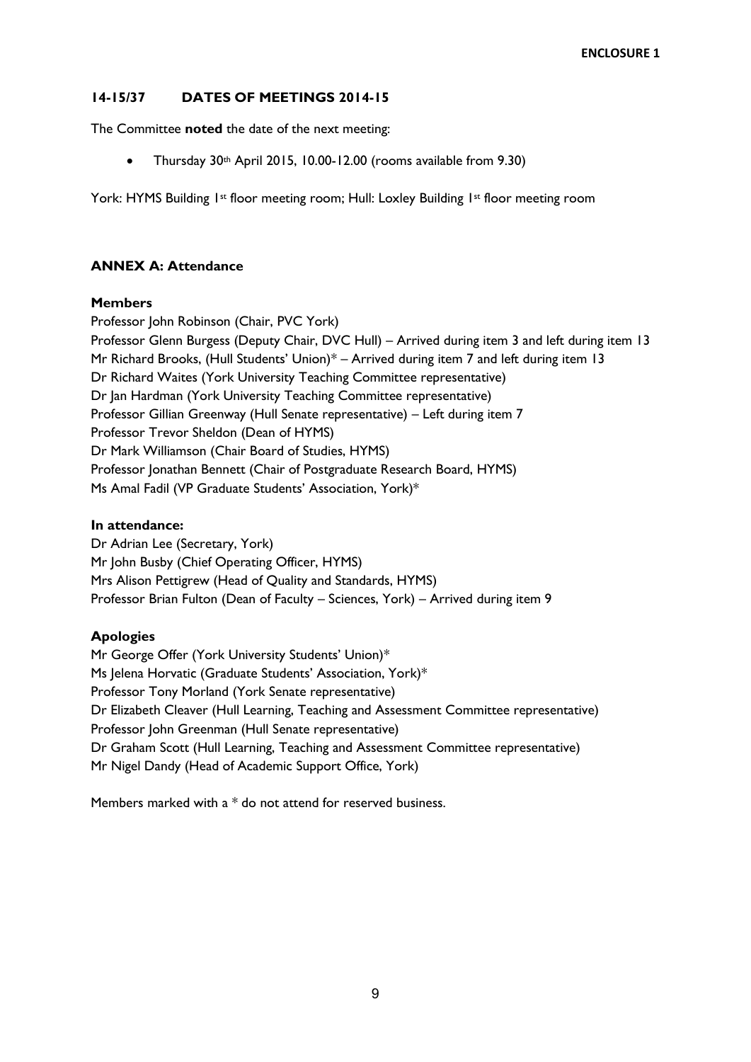**ENCLOSURE 1**

## 14-15/37 DATES OF MEETINGS 2014-15

The Committee **noted** the date of the next meeting:

- Thursday 30th April 2015, 10.00-12.00 (rooms available from 9.30)

York: HYMS Building 1st floor meeting room; Hull: Loxley Building 1st floor meeting room

### ANNEX A: Attendance

**Members**

Professor John Robinson (Chair, PVC York)
Professor Glenn Burgess (Deputy Chair, DVC Hull) – Arrived during item 3 and left during item 13
Mr Richard Brooks, (Hull Students' Union)* – Arrived during item 7 and left during item 13
Dr Richard Waites (York University Teaching Committee representative)
Dr Jan Hardman (York University Teaching Committee representative)
Professor Gillian Greenway (Hull Senate representative) – Left during item 7
Professor Trevor Sheldon (Dean of HYMS)
Dr Mark Williamson (Chair Board of Studies, HYMS)
Professor Jonathan Bennett (Chair of Postgraduate Research Board, HYMS)
Ms Amal Fadil (VP Graduate Students' Association, York)*

**In attendance:**

Dr Adrian Lee (Secretary, York)
Mr John Busby (Chief Operating Officer, HYMS)
Mrs Alison Pettigrew (Head of Quality and Standards, HYMS)
Professor Brian Fulton (Dean of Faculty – Sciences, York) – Arrived during item 9

**Apologies**

Mr George Offer (York University Students' Union)*
Ms Jelena Horvatic (Graduate Students' Association, York)*
Professor Tony Morland (York Senate representative)
Dr Elizabeth Cleaver (Hull Learning, Teaching and Assessment Committee representative)
Professor John Greenman (Hull Senate representative)
Dr Graham Scott (Hull Learning, Teaching and Assessment Committee representative)
Mr Nigel Dandy (Head of Academic Support Office, York)

Members marked with a * do not attend for reserved business.